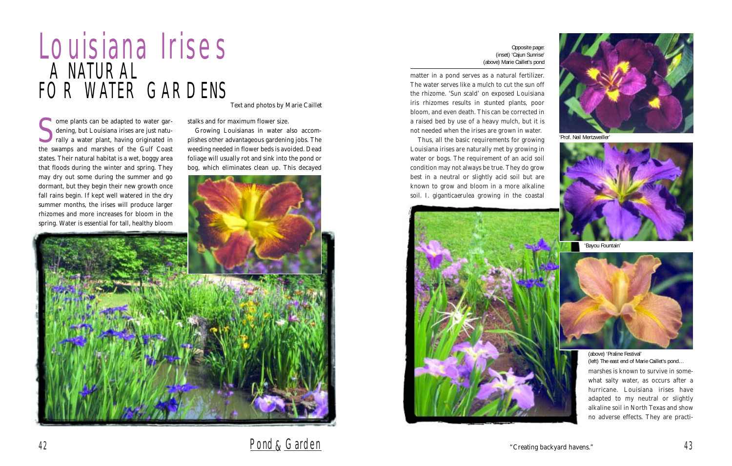# Louisiana Irises

## A NATURAL FOR WATER GARDENS

*Text and photos by Marie Caillet*

Some plants can be adapted to water gardening, but Louisiana irises are just naturally a water plant, having originated in the swamps and marshes of the Gulf Coast states. Their natural habitat is a wet, boggy area that floods during the winter and spring. They may dry out some during the summer and go dormant, but they begin their new growth once fall rains begin. If kept well watered in the dry summer months, the irises will produce larger rhizomes and more increases for bloom in the spring. Water is essential for tall, healthy bloom stalks and for maximum flower size.

Growing Louisianas in water also accomplishes other advantageous gardening jobs. The weeding needed in flower beds is avoided. Dead foliage will usually rot and sink into the pond or bog, which eliminates clean up. This decayed matter in a pond serves as a natural fertilizer. The water serves like a mulch to cut the sun off the rhizome. 'Sun scald' on exposed Louisiana iris rhizomes results in stunted plants, poor bloom, and even death. This can be corrected in a raised bed by use of a heavy mulch, but it is not needed when the irises are grown in water.

Thus, all the basic requirements for growing Louisiana irises are naturally met by growing in water or bogs. The requirement of an acid soil condition may not always be true. They do grow best in a neutral or slightly acid soil but are known to grow and bloom in a more alkaline soil. I. giganticaerulea growing in the coastal marshes is known to survive in somewhat salty water, as occurs after a hurricane. Louisiana irises have adapted to my neutral or slightly alkaline soil in North Texas and show no adverse effects. They are practi-

Opposite page: (inset) 'Cajun Sunrise' (above) Marie Caillet's pond

'Prof. Neil Mertzweiller'

'Bayou Fountain'

(above) 'Praline Festival'
(left) The east end of Marie Caillet's pond…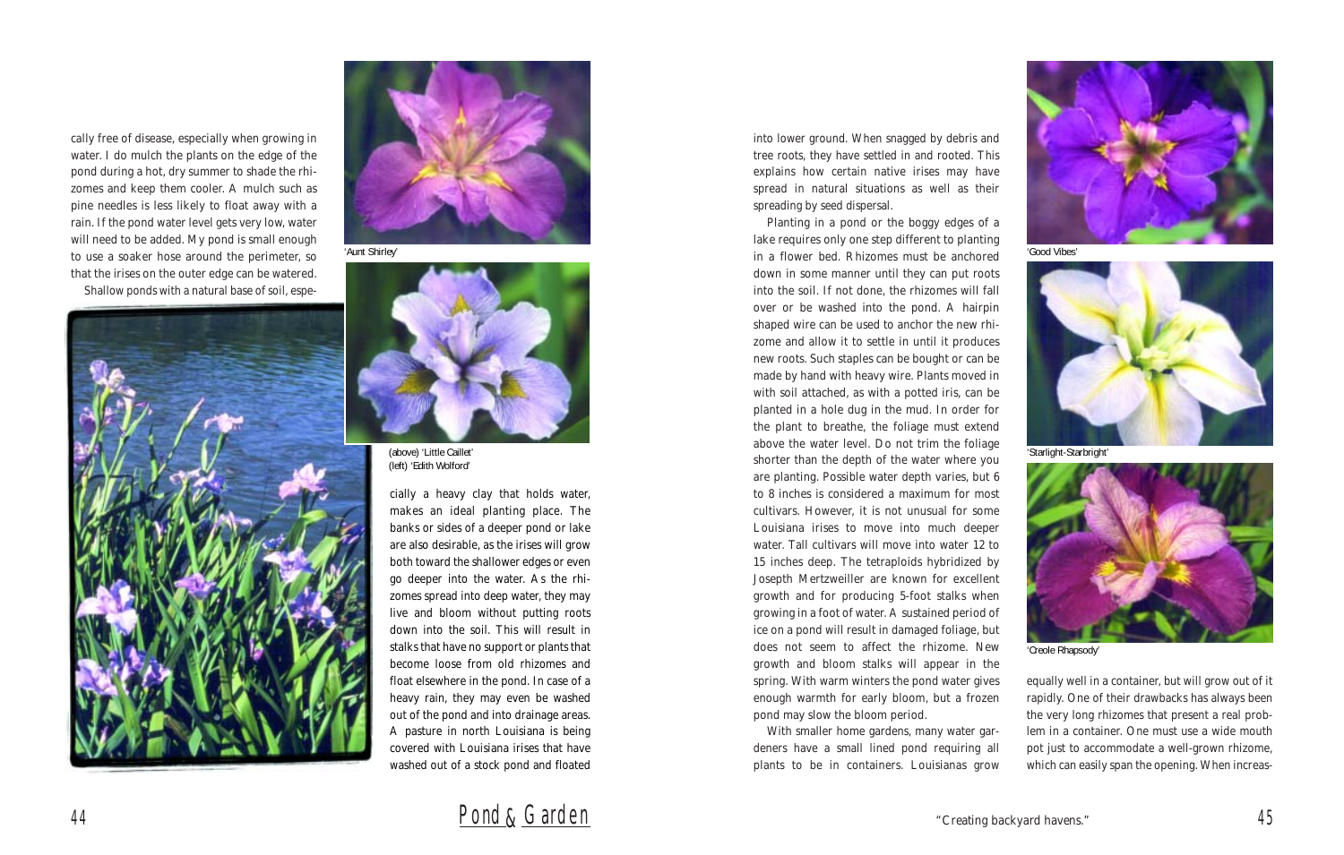cally free of disease, especially when growing in water. I do mulch the plants on the edge of the pond during a hot, dry summer to shade the rhizomes and keep them cooler. A mulch such as pine needles is less likely to float away with a rain. If the pond water level gets very low, water will need to be added. My pond is small enough to use a soaker hose around the perimeter, so that the irises on the outer edge can be watered.

Shallow ponds with a natural base of soil, especially a heavy clay that holds water, makes an ideal planting place. The banks or sides of a deeper pond or lake are also desirable, as the irises will grow both toward the shallower edges or even go deeper into the water. As the rhizomes spread into deep water, they may live and bloom without putting roots down into the soil. This will result in stalks that have no support or plants that become loose from old rhizomes and float elsewhere in the pond. In case of a heavy rain, they may even be washed out of the pond and into drainage areas. A pasture in north Louisiana is being covered with Louisiana irises that have washed out of a stock pond and floated into lower ground. When snagged by debris and tree roots, they have settled in and rooted. This explains how certain native irises may have spread in natural situations as well as their spreading by seed dispersal.

Planting in a pond or the boggy edges of a lake requires only one step different to planting in a flower bed. Rhizomes must be anchored down in some manner until they can put roots into the soil. If not done, the rhizomes will fall over or be washed into the pond. A hairpin shaped wire can be used to anchor the new rhizome and allow it to settle in until it produces new roots. Such staples can be bought or can be made by hand with heavy wire. Plants moved in with soil attached, as with a potted iris, can be planted in a hole dug in the mud. In order for the plant to breathe, the foliage must extend above the water level. Do not trim the foliage shorter than the depth of the water where you are planting. Possible water depth varies, but 6 to 8 inches is considered a maximum for most cultivars. However, it is not unusual for some Louisiana irises to move into much deeper water. Tall cultivars will move into water 12 to 15 inches deep. The tetraploids hybridized by Joseph Mertzweiller are known for excellent growth and for producing 5-foot stalks when growing in a foot of water. A sustained period of ice on a pond will result in damaged foliage, but does not seem to affect the rhizome. New growth and bloom stalks will appear in the spring. With warm winters the pond water gives enough warmth for early bloom, but a frozen pond may slow the bloom period.

With smaller home gardens, many water gardeners have a small lined pond requiring all plants to be in containers. Louisianas grow equally well in a container, but will grow out of it rapidly. One of their drawbacks has always been the very long rhizomes that present a real problem in a container. One must use a wide mouth pot just to accommodate a well-grown rhizome, which can easily span the opening. When increas-

'Aunt Shirley'

(above) 'Little Caillet'
(left) 'Edith Wolford'

'Good Vibes'

'Starlight-Starbright'

'Creole Rhapsody'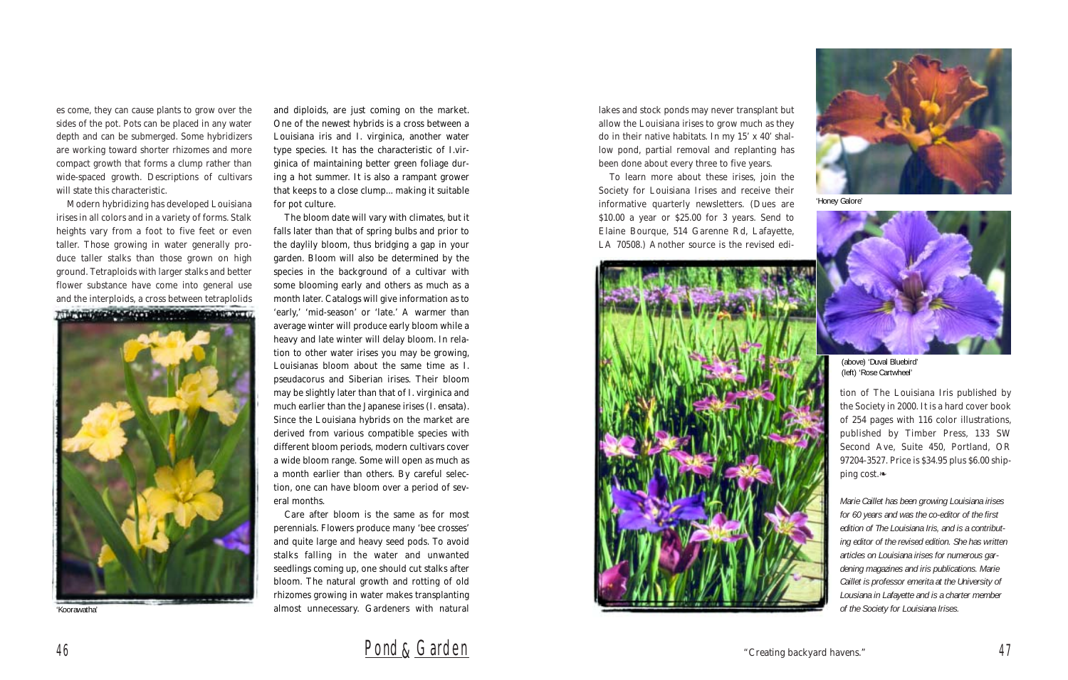es come, they can cause plants to grow over the sides of the pot. Pots can be placed in any water depth and can be submerged. Some hybridizers are working toward shorter rhizomes and more compact growth that forms a clump rather than wide-spaced growth. Descriptions of cultivars will state this characteristic.

Modern hybridizing has developed Louisiana irises in all colors and in a variety of forms. Stalk heights vary from a foot to five feet or even taller. Those growing in water generally produce taller stalks than those grown on high ground. Tetraploids with larger stalks and better flower substance have come into general use and the interploids, a cross between tetraploids and diploids, are just coming on the market. One of the newest hybrids is a cross between a Louisiana iris and I. virginica, another water type species. It has the characteristic of I.virginica of maintaining better green foliage during a hot summer. It is also a rampant grower that keeps to a close clump... making it suitable for pot culture.

'Koorawatha'

The bloom date will vary with climates, but it falls later than that of spring bulbs and prior to the daylily bloom, thus bridging a gap in your garden. Bloom will also be determined by the species in the background of a cultivar with some blooming early and others as much as a month later. Catalogs will give information as to 'early,' 'mid-season' or 'late.' A warmer than average winter will produce early bloom while a heavy and late winter will delay bloom. In relation to other water irises you may be growing, Louisianas bloom about the same time as I. pseudacorus and Siberian irises. Their bloom may be slightly later than that of I. virginica and much earlier than the Japanese irises (I. ensata). Since the Louisiana hybrids on the market are derived from various compatible species with different bloom periods, modern cultivars cover a wide bloom range. Some will open as much as a month earlier than others. By careful selection, one can have bloom over a period of several months.

Care after bloom is the same as for most perennials. Flowers produce many 'bee crosses' and quite large and heavy seed pods. To avoid stalks falling in the water and unwanted seedlings coming up, one should cut stalks after bloom. The natural growth and rotting of old rhizomes growing in water makes transplanting almost unnecessary. Gardeners with natural lakes and stock ponds may never transplant but allow the Louisiana irises to grow much as they do in their native habitats. In my 15' x 40' shallow pond, partial removal and replanting has been done about every three to five years.

To learn more about these irises, join the Society for Louisiana Irises and receive their informative quarterly newsletters. (Dues are $10.00 a year or $25.00 for 3 years. Send to Elaine Bourque, 514 Garenne Rd, Lafayette, LA 70508.) Another source is the revised edition of The Louisiana Iris published by the Society in 2000. It is a hard cover book of 254 pages with 116 color illustrations, published by Timber Press, 133 SW Second Ave, Suite 450, Portland, OR 97204-3527. Price is $34.95 plus $6.00 shipping cost.❧

'Honey Galore'

(above) 'Duval Bluebird'
(left) 'Rose Cartwheel'

*Marie Caillet has been growing Louisiana irises for 60 years and was the co-editor of the first edition of The Louisiana Iris, and is a contributing editor of the revised edition. She has written articles on Louisiana irises for numerous gardening magazines and iris publications. Marie Caillet is professor emerita at the University of Lousiana in Lafayette and is a charter member of the Society for Louisiana Irises.*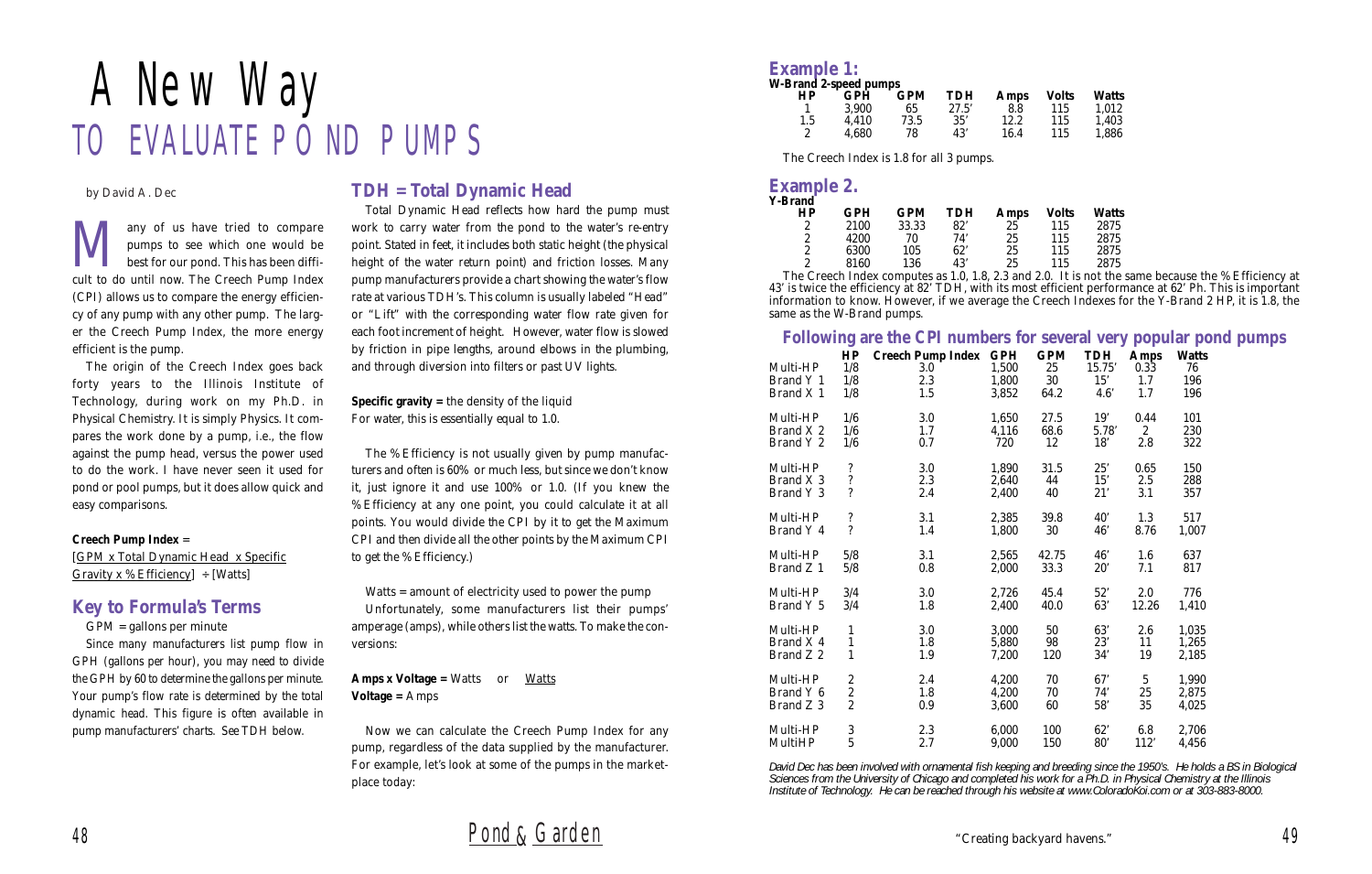# A New Way

## TO EVALUATE POND PUMPS

by David A. Dec

Many of us have tried to compare pumps to see which one would be best for our pond. This has been difficult to do until now. The Creech Pump Index (CPI) allows us to compare the energy efficiency of any pump with any other pump. The larger the Creech Pump Index, the more energy efficient is the pump.

The origin of the Creech Index goes back forty years to the Illinois Institute of Technology, during work on my Ph.D. in Physical Chemistry. It is simply Physics. It compares the work done by a pump, i.e., the flow against the pump head, versus the power used to do the work. I have never seen it used for pond or pool pumps, but it does allow quick and easy comparisons.

**Creech Pump Index** =
[GPM x Total Dynamic Head x Specific Gravity x % Efficiency] ÷ [Watts]

## Key to Formula's Terms

GPM = gallons per minute

Since many manufacturers list pump flow in GPH (gallons per hour), you may need to divide the GPH by 60 to determine the gallons per minute. Your pump's flow rate is determined by the total dynamic head. This figure is often available in pump manufacturers' charts. See TDH below.

## TDH = Total Dynamic Head

Total Dynamic Head reflects how hard the pump must work to carry water from the pond to the water's re-entry point. Stated in feet, it includes both static height (the physical height of the water return point) and friction losses. Many pump manufacturers provide a chart showing the water's flow rate at various TDH's. This column is usually labeled "Head" or "Lift" with the corresponding water flow rate given for each foot increment of height. However, water flow is slowed by friction in pipe lengths, around elbows in the plumbing, and through diversion into filters or past UV lights.

**Specific gravity =** the density of the liquid
For water, this is essentially equal to 1.0.

The % Efficiency is not usually given by pump manufacturers and often is 60% or much less, but since we don't know it, just ignore it and use 100% or 1.0. (If you knew the % Efficiency at any one point, you could calculate it at all points. You would divide the CPI by it to get the Maximum CPI and then divide all the other points by the Maximum CPI to get the % Efficiency.)

Watts = amount of electricity used to power the pump

Unfortunately, some manufacturers list their pumps' amperage (amps), while others list the watts. To make the conversions:

**Amps x Voltage =** Watts or $\frac{\text{Watts}}{\textbf{Voltage}}$ = Amps

Now we can calculate the Creech Pump Index for any pump, regardless of the data supplied by the manufacturer. For example, let's look at some of the pumps in the marketplace today:

## Example 1:

**W-Brand 2-speed pumps**

| HP | GPH | GPM | TDH | Amps | Volts | Watts |
|---|---|---|---|---|---|---|
| 1 | 3,900 | 65 | 27.5' | 8.8 | 115 | 1,012 |
| 1.5 | 4,410 | 73.5 | 35' | 12.2 | 115 | 1,403 |
| 2 | 4,680 | 78 | 43' | 16.4 | 115 | 1,886 |

The Creech Index is 1.8 for all 3 pumps.

## Example 2.

**Y-Brand**

| HP | GPH | GPM | TDH | Amps | Volts | Watts |
|---|---|---|---|---|---|---|
| 2 | 2100 | 33.33 | 82' | 25 | 115 | 2875 |
| 2 | 4200 | 70 | 74' | 25 | 115 | 2875 |
| 2 | 6300 | 105 | 62' | 25 | 115 | 2875 |
| 2 | 8160 | 136 | 43' | 25 | 115 | 2875 |

The Creech Index computes as 1.0, 1.8, 2.3 and 2.0. It is not the same because the % Efficiency at 43' is twice the efficiency at 82' TDH, with its most efficient performance at 62' Ph. This is important information to know. However, if we average the Creech Indexes for the Y-Brand 2 HP, it is 1.8, the same as the W-Brand pumps.

## Following are the CPI numbers for several very popular pond pumps

| | HP | Creech Pump Index | GPH | GPM | TDH | Amps | Watts |
|---|---|---|---|---|---|---|---|
| Multi-HP | 1/8 | 3.0 | 1,500 | 25 | 15.75' | 0.33 | 76 |
| Brand Y 1 | 1/8 | 2.3 | 1,800 | 30 | 15' | 1.7 | 196 |
| Brand X 1 | 1/8 | 1.5 | 3,852 | 64.2 | 4.6' | 1.7 | 196 |
| Multi-HP | 1/6 | 3.0 | 1,650 | 27.5 | 19' | 0.44 | 101 |
| Brand X 2 | 1/6 | 1.7 | 4,116 | 68.6 | 5.78' | 2 | 230 |
| Brand Y 2 | 1/6 | 0.7 | 720 | 12 | 18' | 2.8 | 322 |
| Multi-HP | ? | 3.0 | 1,890 | 31.5 | 25' | 0.65 | 150 |
| Brand X 3 | ? | 2.3 | 2,640 | 44 | 15' | 2.5 | 288 |
| Brand Y 3 | ? | 2.4 | 2,400 | 40 | 21' | 3.1 | 357 |
| Multi-HP | ? | 3.1 | 2,385 | 39.8 | 40' | 1.3 | 517 |
| Brand Y 4 | ? | 1.4 | 1,800 | 30 | 46' | 8.76 | 1,007 |
| Multi-HP | 5/8 | 3.1 | 2,565 | 42.75 | 46' | 1.6 | 637 |
| Brand Z 1 | 5/8 | 0.8 | 2,000 | 33.3 | 20' | 7.1 | 817 |
| Multi-HP | 3/4 | 3.0 | 2,726 | 45.4 | 52' | 2.0 | 776 |
| Brand Y 5 | 3/4 | 1.8 | 2,400 | 40.0 | 63' | 12.26 | 1,410 |
| Multi-HP | 1 | 3.0 | 3,000 | 50 | 63' | 2.6 | 1,035 |
| Brand X 4 | 1 | 1.8 | 5,880 | 98 | 23' | 11 | 1,265 |
| Brand Z 2 | 1 | 1.9 | 7,200 | 120 | 34' | 19 | 2,185 |
| Multi-HP | 2 | 2.4 | 4,200 | 70 | 67' | 5 | 1,990 |
| Brand Y 6 | 2 | 1.8 | 4,200 | 70 | 74' | 25 | 2,875 |
| Brand Z 3 | 2 | 0.9 | 3,600 | 60 | 58' | 35 | 4,025 |
| Multi-HP | 3 | 2.3 | 6,000 | 100 | 62' | 6.8 | 2,706 |
| MultiHP | 5 | 2.7 | 9,000 | 150 | 80' | 112' | 4,456 |

*David Dec has been involved with ornamental fish keeping and breeding since the 1950's. He holds a BS in Biological Sciences from the University of Chicago and completed his work for a Ph.D. in Physical Chemistry at the Illinois Institute of Technology. He can be reached through his website at www.ColoradoKoi.com or at 303-883-8000.*